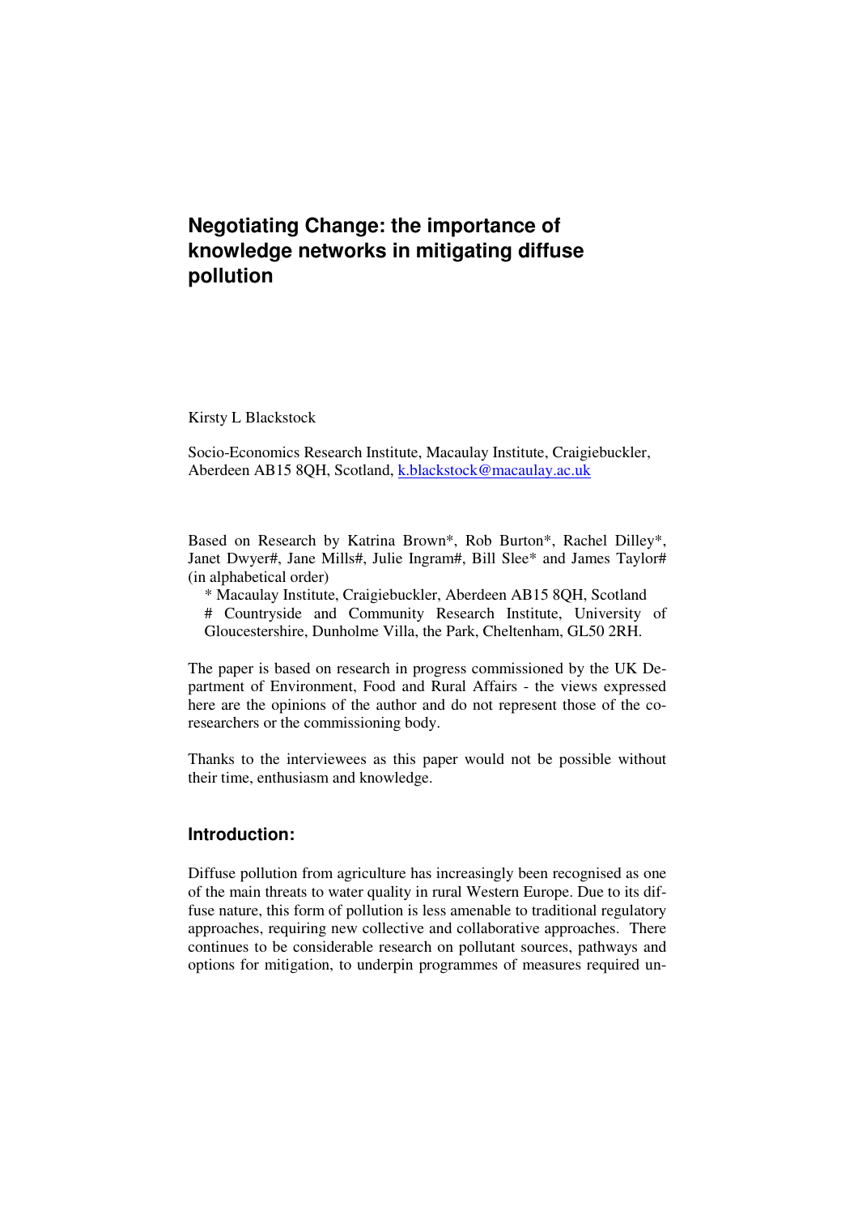# Negotiating Change: the importance of knowledge networks in mitigating diffuse pollution

Kirsty L Blackstock

Socio-Economics Research Institute, Macaulay Institute, Craigiebuckler, Aberdeen AB15 8QH, Scotland, k.blackstock@macaulay.ac.uk

Based on Research by Katrina Brown*, Rob Burton*, Rachel Dilley*, Janet Dwyer#, Jane Mills#, Julie Ingram#, Bill Slee* and James Taylor# (in alphabetical order)

\* Macaulay Institute, Craigiebuckler, Aberdeen AB15 8QH, Scotland

\# Countryside and Community Research Institute, University of Gloucestershire, Dunholme Villa, the Park, Cheltenham, GL50 2RH.

The paper is based on research in progress commissioned by the UK Department of Environment, Food and Rural Affairs - the views expressed here are the opinions of the author and do not represent those of the co-researchers or the commissioning body.

Thanks to the interviewees as this paper would not be possible without their time, enthusiasm and knowledge.

## Introduction:

Diffuse pollution from agriculture has increasingly been recognised as one of the main threats to water quality in rural Western Europe. Due to its diffuse nature, this form of pollution is less amenable to traditional regulatory approaches, requiring new collective and collaborative approaches. There continues to be considerable research on pollutant sources, pathways and options for mitigation, to underpin programmes of measures required un-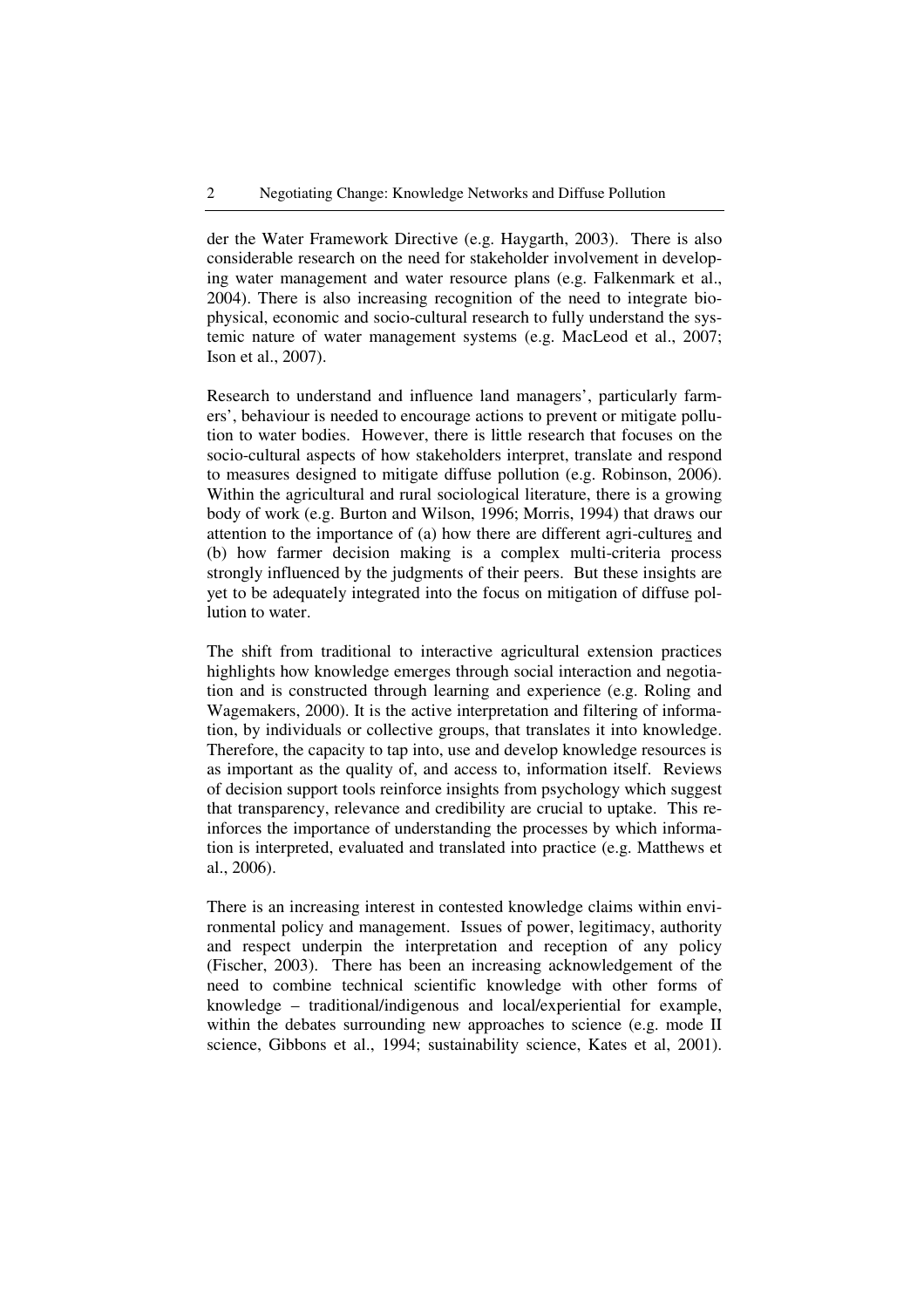der the Water Framework Directive (e.g. Haygarth, 2003). There is also considerable research on the need for stakeholder involvement in developing water management and water resource plans (e.g. Falkenmark et al., 2004). There is also increasing recognition of the need to integrate biophysical, economic and socio-cultural research to fully understand the systemic nature of water management systems (e.g. MacLeod et al., 2007; Ison et al., 2007).

Research to understand and influence land managers', particularly farmers', behaviour is needed to encourage actions to prevent or mitigate pollution to water bodies. However, there is little research that focuses on the socio-cultural aspects of how stakeholders interpret, translate and respond to measures designed to mitigate diffuse pollution (e.g. Robinson, 2006). Within the agricultural and rural sociological literature, there is a growing body of work (e.g. Burton and Wilson, 1996; Morris, 1994) that draws our attention to the importance of (a) how there are different agri-cultures and (b) how farmer decision making is a complex multi-criteria process strongly influenced by the judgments of their peers. But these insights are yet to be adequately integrated into the focus on mitigation of diffuse pollution to water.

The shift from traditional to interactive agricultural extension practices highlights how knowledge emerges through social interaction and negotiation and is constructed through learning and experience (e.g. Roling and Wagemakers, 2000). It is the active interpretation and filtering of information, by individuals or collective groups, that translates it into knowledge. Therefore, the capacity to tap into, use and develop knowledge resources is as important as the quality of, and access to, information itself. Reviews of decision support tools reinforce insights from psychology which suggest that transparency, relevance and credibility are crucial to uptake. This reinforces the importance of understanding the processes by which information is interpreted, evaluated and translated into practice (e.g. Matthews et al., 2006).

There is an increasing interest in contested knowledge claims within environmental policy and management. Issues of power, legitimacy, authority and respect underpin the interpretation and reception of any policy (Fischer, 2003). There has been an increasing acknowledgement of the need to combine technical scientific knowledge with other forms of knowledge – traditional/indigenous and local/experiential for example, within the debates surrounding new approaches to science (e.g. mode II science, Gibbons et al., 1994; sustainability science, Kates et al, 2001).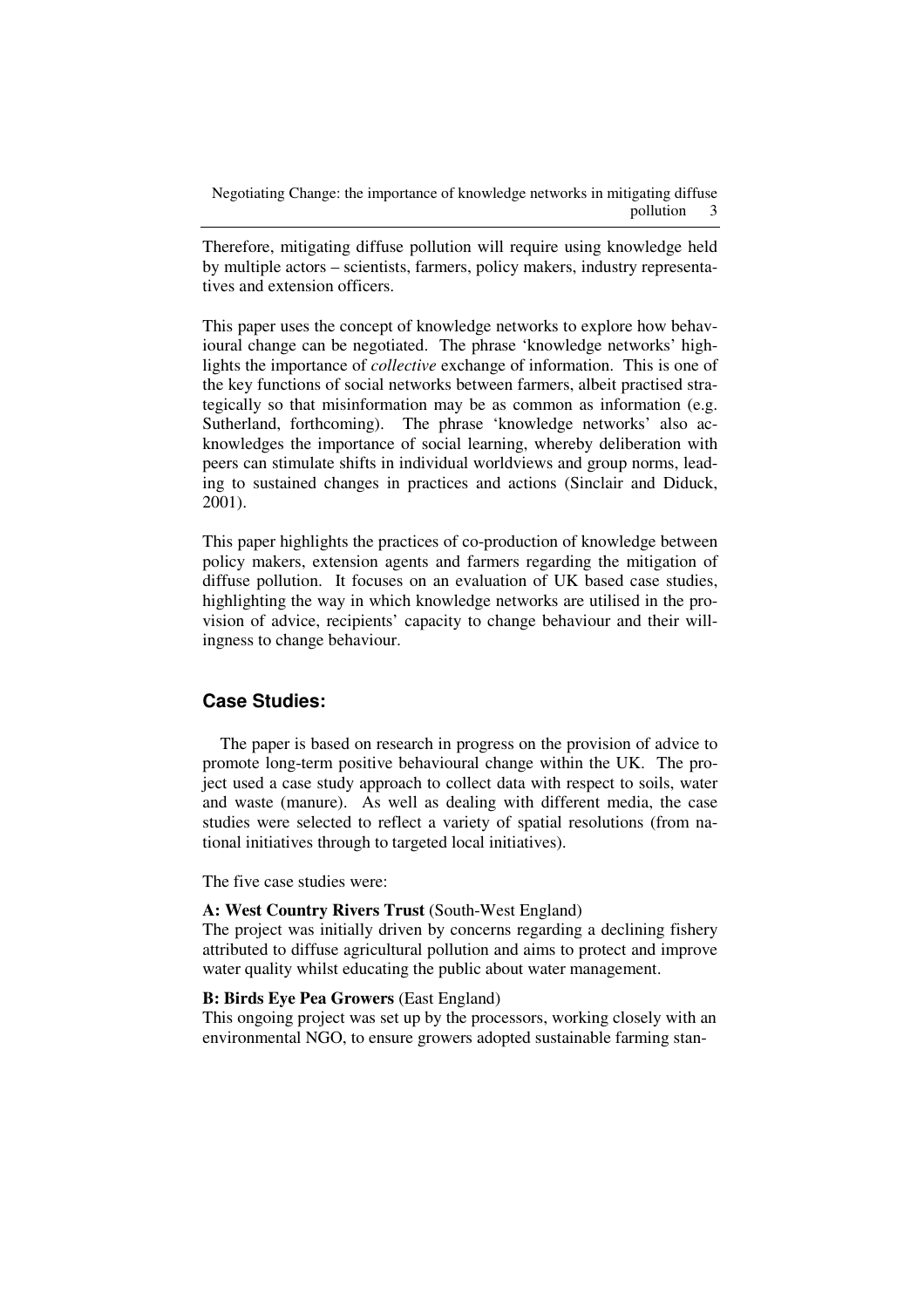Therefore, mitigating diffuse pollution will require using knowledge held by multiple actors – scientists, farmers, policy makers, industry representatives and extension officers.

This paper uses the concept of knowledge networks to explore how behavioural change can be negotiated. The phrase 'knowledge networks' highlights the importance of *collective* exchange of information. This is one of the key functions of social networks between farmers, albeit practised strategically so that misinformation may be as common as information (e.g. Sutherland, forthcoming). The phrase 'knowledge networks' also acknowledges the importance of social learning, whereby deliberation with peers can stimulate shifts in individual worldviews and group norms, leading to sustained changes in practices and actions (Sinclair and Diduck, 2001).

This paper highlights the practices of co-production of knowledge between policy makers, extension agents and farmers regarding the mitigation of diffuse pollution. It focuses on an evaluation of UK based case studies, highlighting the way in which knowledge networks are utilised in the provision of advice, recipients' capacity to change behaviour and their willingness to change behaviour.

## Case Studies:

The paper is based on research in progress on the provision of advice to promote long-term positive behavioural change within the UK. The project used a case study approach to collect data with respect to soils, water and waste (manure). As well as dealing with different media, the case studies were selected to reflect a variety of spatial resolutions (from national initiatives through to targeted local initiatives).

The five case studies were:

**A: West Country Rivers Trust** (South-West England)
The project was initially driven by concerns regarding a declining fishery attributed to diffuse agricultural pollution and aims to protect and improve water quality whilst educating the public about water management.

**B: Birds Eye Pea Growers** (East England)
This ongoing project was set up by the processors, working closely with an environmental NGO, to ensure growers adopted sustainable farming stan-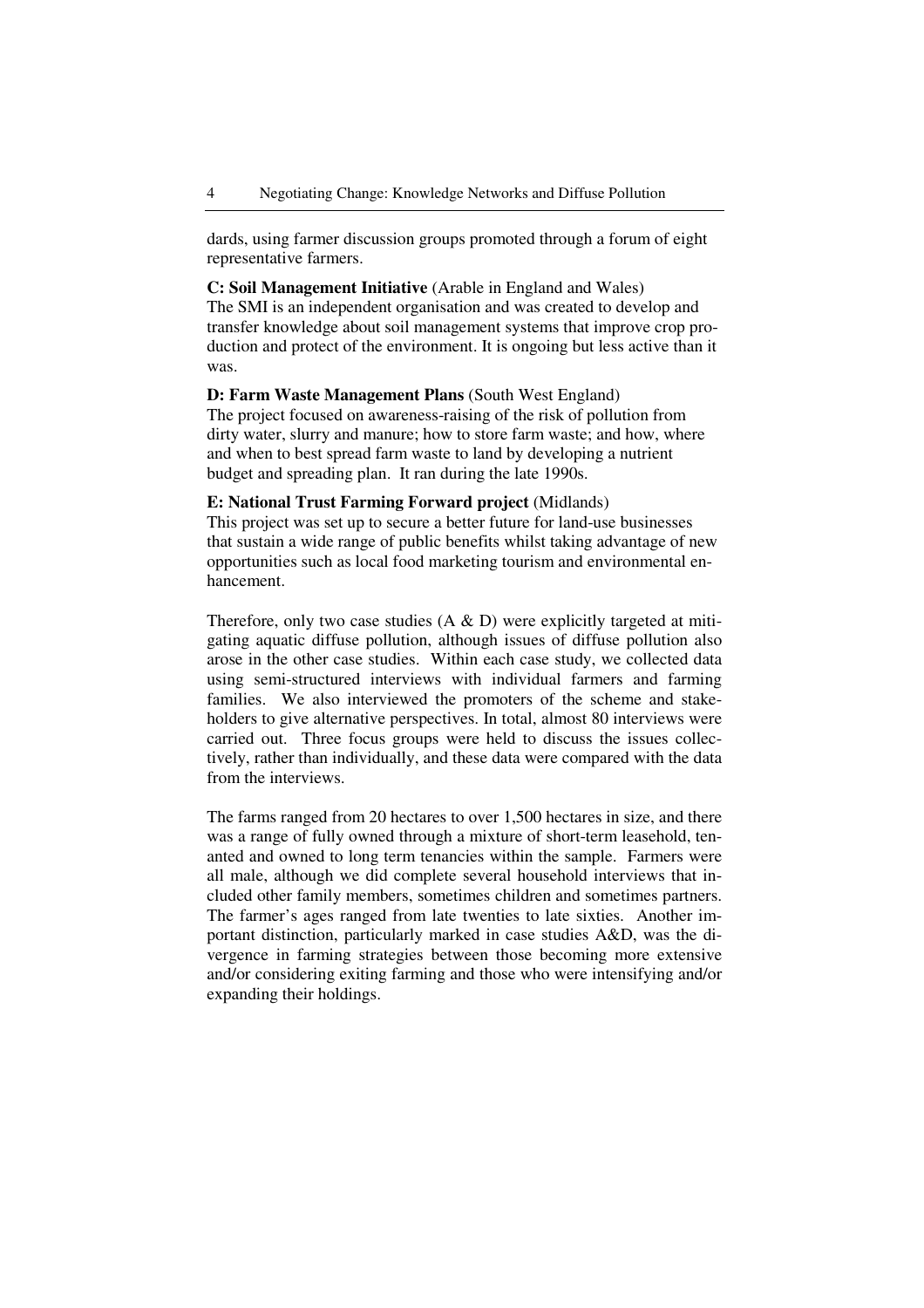dards, using farmer discussion groups promoted through a forum of eight representative farmers.

**C: Soil Management Initiative** (Arable in England and Wales)
The SMI is an independent organisation and was created to develop and transfer knowledge about soil management systems that improve crop production and protect of the environment. It is ongoing but less active than it was.

**D: Farm Waste Management Plans** (South West England)
The project focused on awareness-raising of the risk of pollution from dirty water, slurry and manure; how to store farm waste; and how, where and when to best spread farm waste to land by developing a nutrient budget and spreading plan. It ran during the late 1990s.

**E: National Trust Farming Forward project** (Midlands)
This project was set up to secure a better future for land-use businesses that sustain a wide range of public benefits whilst taking advantage of new opportunities such as local food marketing tourism and environmental enhancement.

Therefore, only two case studies (A & D) were explicitly targeted at mitigating aquatic diffuse pollution, although issues of diffuse pollution also arose in the other case studies. Within each case study, we collected data using semi-structured interviews with individual farmers and farming families. We also interviewed the promoters of the scheme and stakeholders to give alternative perspectives. In total, almost 80 interviews were carried out. Three focus groups were held to discuss the issues collectively, rather than individually, and these data were compared with the data from the interviews.

The farms ranged from 20 hectares to over 1,500 hectares in size, and there was a range of fully owned through a mixture of short-term leasehold, tenanted and owned to long term tenancies within the sample. Farmers were all male, although we did complete several household interviews that included other family members, sometimes children and sometimes partners. The farmer's ages ranged from late twenties to late sixties. Another important distinction, particularly marked in case studies A&D, was the divergence in farming strategies between those becoming more extensive and/or considering exiting farming and those who were intensifying and/or expanding their holdings.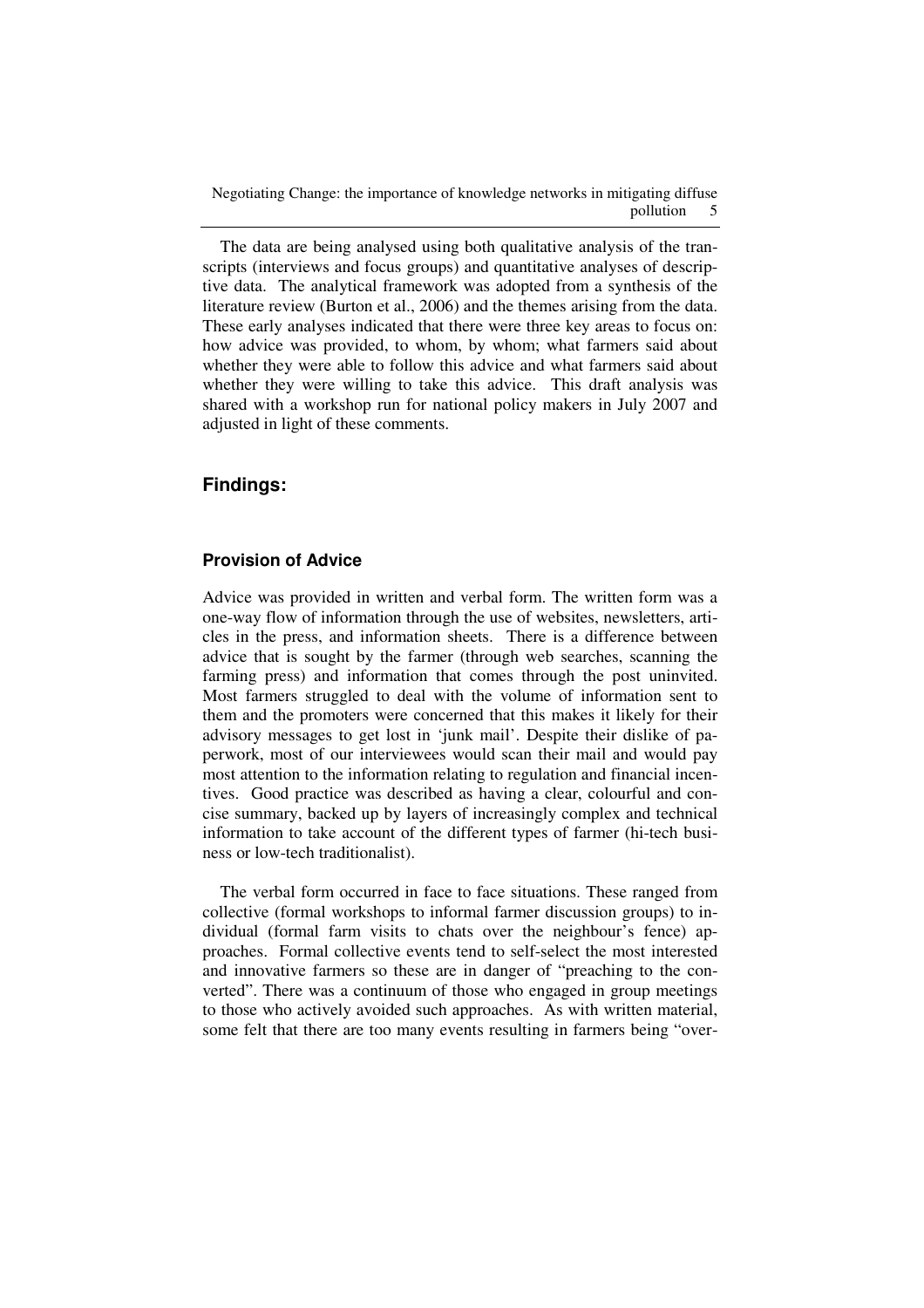The data are being analysed using both qualitative analysis of the transcripts (interviews and focus groups) and quantitative analyses of descriptive data. The analytical framework was adopted from a synthesis of the literature review (Burton et al., 2006) and the themes arising from the data. These early analyses indicated that there were three key areas to focus on: how advice was provided, to whom, by whom; what farmers said about whether they were able to follow this advice and what farmers said about whether they were willing to take this advice. This draft analysis was shared with a workshop run for national policy makers in July 2007 and adjusted in light of these comments.

## Findings:

### Provision of Advice

Advice was provided in written and verbal form. The written form was a one-way flow of information through the use of websites, newsletters, articles in the press, and information sheets. There is a difference between advice that is sought by the farmer (through web searches, scanning the farming press) and information that comes through the post uninvited. Most farmers struggled to deal with the volume of information sent to them and the promoters were concerned that this makes it likely for their advisory messages to get lost in 'junk mail'. Despite their dislike of paperwork, most of our interviewees would scan their mail and would pay most attention to the information relating to regulation and financial incentives. Good practice was described as having a clear, colourful and concise summary, backed up by layers of increasingly complex and technical information to take account of the different types of farmer (hi-tech business or low-tech traditionalist).

The verbal form occurred in face to face situations. These ranged from collective (formal workshops to informal farmer discussion groups) to individual (formal farm visits to chats over the neighbour's fence) approaches. Formal collective events tend to self-select the most interested and innovative farmers so these are in danger of "preaching to the converted". There was a continuum of those who engaged in group meetings to those who actively avoided such approaches. As with written material, some felt that there are too many events resulting in farmers being "over-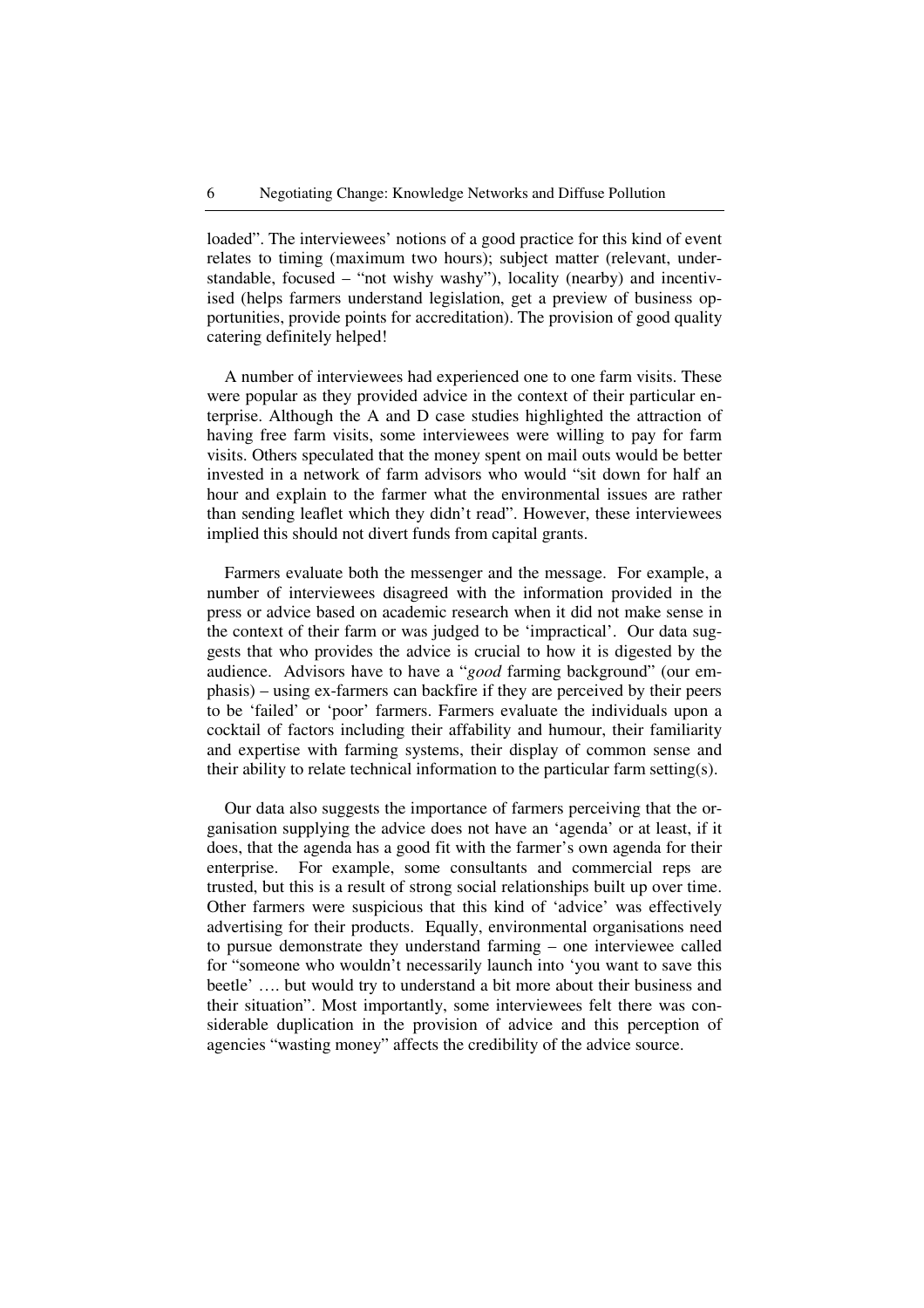loaded". The interviewees' notions of a good practice for this kind of event relates to timing (maximum two hours); subject matter (relevant, understandable, focused – "not wishy washy"), locality (nearby) and incentivised (helps farmers understand legislation, get a preview of business opportunities, provide points for accreditation). The provision of good quality catering definitely helped!

A number of interviewees had experienced one to one farm visits. These were popular as they provided advice in the context of their particular enterprise. Although the A and D case studies highlighted the attraction of having free farm visits, some interviewees were willing to pay for farm visits. Others speculated that the money spent on mail outs would be better invested in a network of farm advisors who would "sit down for half an hour and explain to the farmer what the environmental issues are rather than sending leaflet which they didn't read". However, these interviewees implied this should not divert funds from capital grants.

Farmers evaluate both the messenger and the message. For example, a number of interviewees disagreed with the information provided in the press or advice based on academic research when it did not make sense in the context of their farm or was judged to be 'impractical'. Our data suggests that who provides the advice is crucial to how it is digested by the audience. Advisors have to have a "*good* farming background" (our emphasis) – using ex-farmers can backfire if they are perceived by their peers to be 'failed' or 'poor' farmers. Farmers evaluate the individuals upon a cocktail of factors including their affability and humour, their familiarity and expertise with farming systems, their display of common sense and their ability to relate technical information to the particular farm setting(s).

Our data also suggests the importance of farmers perceiving that the organisation supplying the advice does not have an 'agenda' or at least, if it does, that the agenda has a good fit with the farmer's own agenda for their enterprise. For example, some consultants and commercial reps are trusted, but this is a result of strong social relationships built up over time. Other farmers were suspicious that this kind of 'advice' was effectively advertising for their products. Equally, environmental organisations need to pursue demonstrate they understand farming – one interviewee called for "someone who wouldn't necessarily launch into 'you want to save this beetle' …. but would try to understand a bit more about their business and their situation". Most importantly, some interviewees felt there was considerable duplication in the provision of advice and this perception of agencies "wasting money" affects the credibility of the advice source.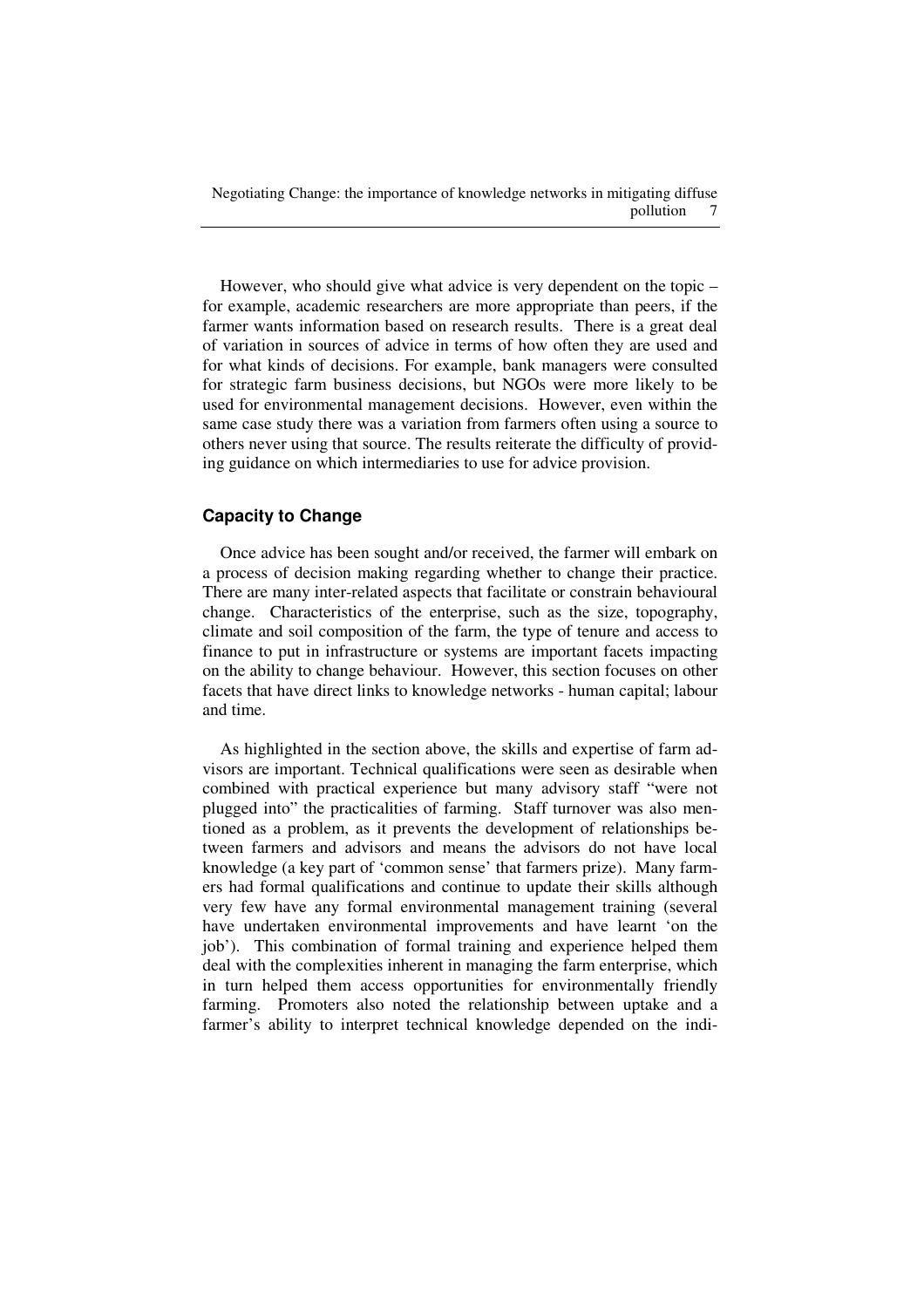However, who should give what advice is very dependent on the topic – for example, academic researchers are more appropriate than peers, if the farmer wants information based on research results. There is a great deal of variation in sources of advice in terms of how often they are used and for what kinds of decisions. For example, bank managers were consulted for strategic farm business decisions, but NGOs were more likely to be used for environmental management decisions. However, even within the same case study there was a variation from farmers often using a source to others never using that source. The results reiterate the difficulty of providing guidance on which intermediaries to use for advice provision.

## Capacity to Change

Once advice has been sought and/or received, the farmer will embark on a process of decision making regarding whether to change their practice. There are many inter-related aspects that facilitate or constrain behavioural change. Characteristics of the enterprise, such as the size, topography, climate and soil composition of the farm, the type of tenure and access to finance to put in infrastructure or systems are important facets impacting on the ability to change behaviour. However, this section focuses on other facets that have direct links to knowledge networks - human capital; labour and time.

As highlighted in the section above, the skills and expertise of farm advisors are important. Technical qualifications were seen as desirable when combined with practical experience but many advisory staff "were not plugged into" the practicalities of farming. Staff turnover was also mentioned as a problem, as it prevents the development of relationships between farmers and advisors and means the advisors do not have local knowledge (a key part of 'common sense' that farmers prize). Many farmers had formal qualifications and continue to update their skills although very few have any formal environmental management training (several have undertaken environmental improvements and have learnt 'on the job'). This combination of formal training and experience helped them deal with the complexities inherent in managing the farm enterprise, which in turn helped them access opportunities for environmentally friendly farming. Promoters also noted the relationship between uptake and a farmer's ability to interpret technical knowledge depended on the indi-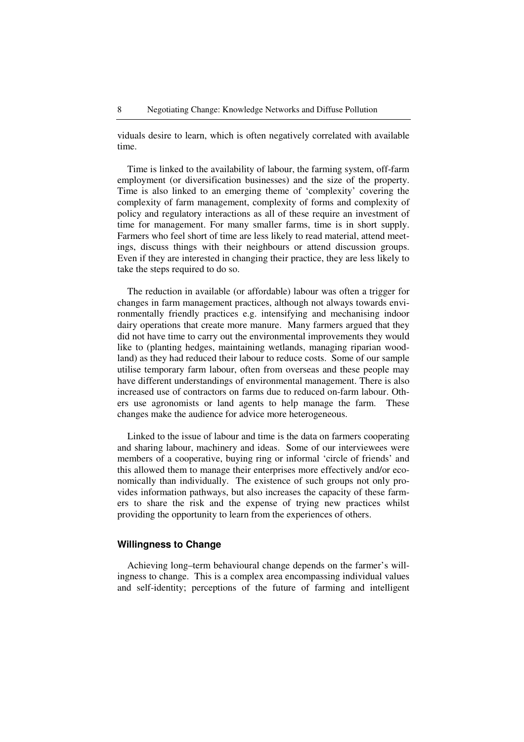viduals desire to learn, which is often negatively correlated with available time.

Time is linked to the availability of labour, the farming system, off-farm employment (or diversification businesses) and the size of the property. Time is also linked to an emerging theme of 'complexity' covering the complexity of farm management, complexity of forms and complexity of policy and regulatory interactions as all of these require an investment of time for management. For many smaller farms, time is in short supply. Farmers who feel short of time are less likely to read material, attend meetings, discuss things with their neighbours or attend discussion groups. Even if they are interested in changing their practice, they are less likely to take the steps required to do so.

The reduction in available (or affordable) labour was often a trigger for changes in farm management practices, although not always towards environmentally friendly practices e.g. intensifying and mechanising indoor dairy operations that create more manure. Many farmers argued that they did not have time to carry out the environmental improvements they would like to (planting hedges, maintaining wetlands, managing riparian woodland) as they had reduced their labour to reduce costs. Some of our sample utilise temporary farm labour, often from overseas and these people may have different understandings of environmental management. There is also increased use of contractors on farms due to reduced on-farm labour. Others use agronomists or land agents to help manage the farm. These changes make the audience for advice more heterogeneous.

Linked to the issue of labour and time is the data on farmers cooperating and sharing labour, machinery and ideas. Some of our interviewees were members of a cooperative, buying ring or informal 'circle of friends' and this allowed them to manage their enterprises more effectively and/or economically than individually. The existence of such groups not only provides information pathways, but also increases the capacity of these farmers to share the risk and the expense of trying new practices whilst providing the opportunity to learn from the experiences of others.

### Willingness to Change

Achieving long–term behavioural change depends on the farmer's willingness to change. This is a complex area encompassing individual values and self-identity; perceptions of the future of farming and intelligent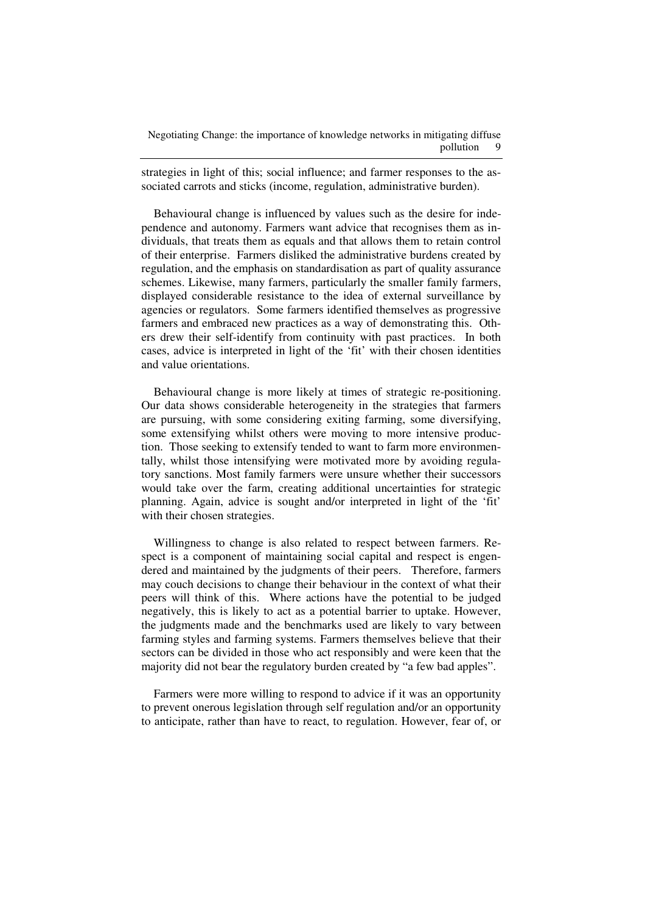strategies in light of this; social influence; and farmer responses to the associated carrots and sticks (income, regulation, administrative burden).

Behavioural change is influenced by values such as the desire for independence and autonomy. Farmers want advice that recognises them as individuals, that treats them as equals and that allows them to retain control of their enterprise. Farmers disliked the administrative burdens created by regulation, and the emphasis on standardisation as part of quality assurance schemes. Likewise, many farmers, particularly the smaller family farmers, displayed considerable resistance to the idea of external surveillance by agencies or regulators. Some farmers identified themselves as progressive farmers and embraced new practices as a way of demonstrating this. Others drew their self-identify from continuity with past practices. In both cases, advice is interpreted in light of the 'fit' with their chosen identities and value orientations.

Behavioural change is more likely at times of strategic re-positioning. Our data shows considerable heterogeneity in the strategies that farmers are pursuing, with some considering exiting farming, some diversifying, some extensifying whilst others were moving to more intensive production. Those seeking to extensify tended to want to farm more environmentally, whilst those intensifying were motivated more by avoiding regulatory sanctions. Most family farmers were unsure whether their successors would take over the farm, creating additional uncertainties for strategic planning. Again, advice is sought and/or interpreted in light of the 'fit' with their chosen strategies.

Willingness to change is also related to respect between farmers. Respect is a component of maintaining social capital and respect is engendered and maintained by the judgments of their peers. Therefore, farmers may couch decisions to change their behaviour in the context of what their peers will think of this. Where actions have the potential to be judged negatively, this is likely to act as a potential barrier to uptake. However, the judgments made and the benchmarks used are likely to vary between farming styles and farming systems. Farmers themselves believe that their sectors can be divided in those who act responsibly and were keen that the majority did not bear the regulatory burden created by "a few bad apples".

Farmers were more willing to respond to advice if it was an opportunity to prevent onerous legislation through self regulation and/or an opportunity to anticipate, rather than have to react, to regulation. However, fear of, or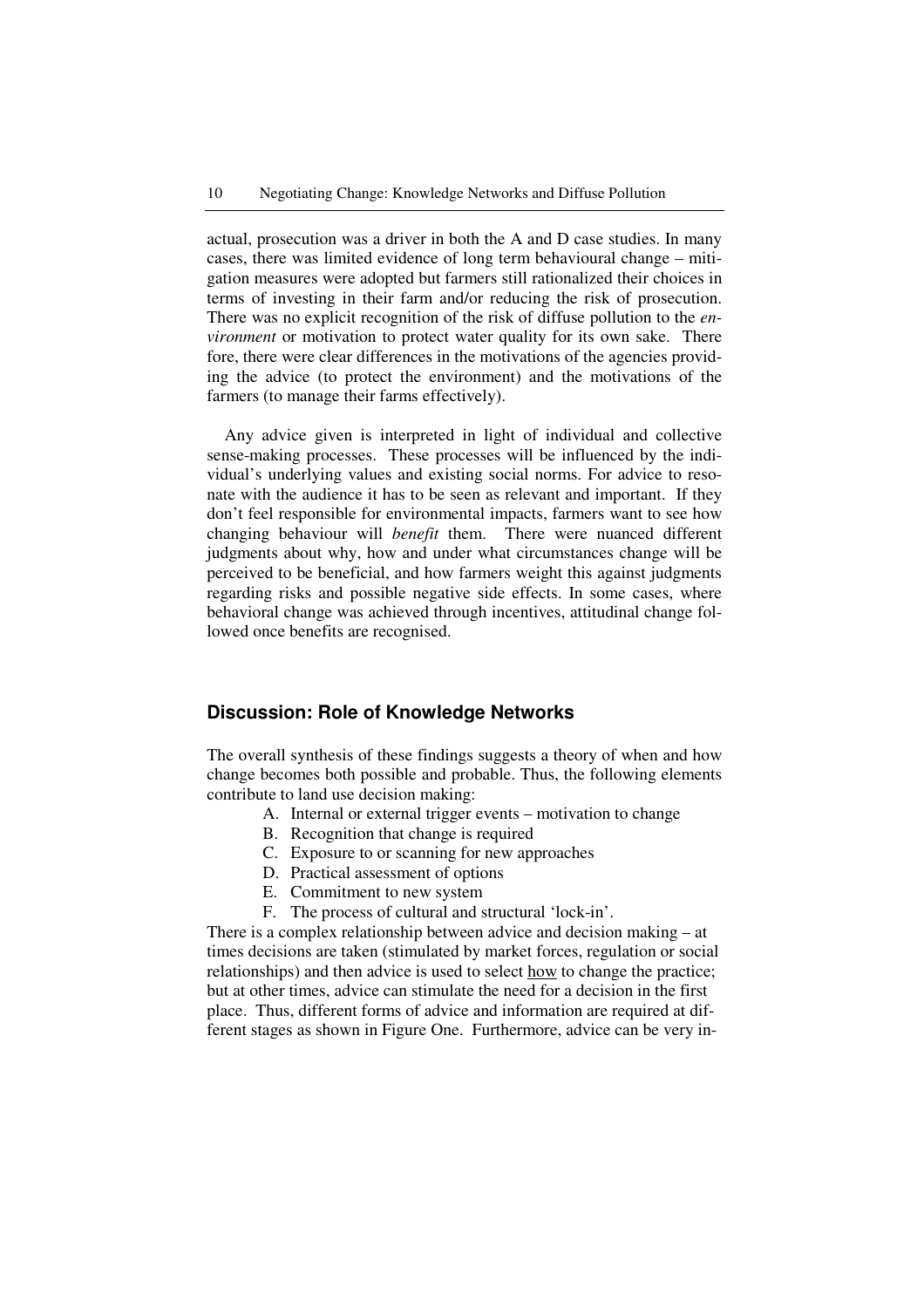actual, prosecution was a driver in both the A and D case studies. In many cases, there was limited evidence of long term behavioural change – mitigation measures were adopted but farmers still rationalized their choices in terms of investing in their farm and/or reducing the risk of prosecution. There was no explicit recognition of the risk of diffuse pollution to the *environment* or motivation to protect water quality for its own sake. There fore, there were clear differences in the motivations of the agencies providing the advice (to protect the environment) and the motivations of the farmers (to manage their farms effectively).

Any advice given is interpreted in light of individual and collective sense-making processes. These processes will be influenced by the individual's underlying values and existing social norms. For advice to resonate with the audience it has to be seen as relevant and important. If they don't feel responsible for environmental impacts, farmers want to see how changing behaviour will *benefit* them. There were nuanced different judgments about why, how and under what circumstances change will be perceived to be beneficial, and how farmers weight this against judgments regarding risks and possible negative side effects. In some cases, where behavioral change was achieved through incentives, attitudinal change followed once benefits are recognised.

## Discussion: Role of Knowledge Networks

The overall synthesis of these findings suggests a theory of when and how change becomes both possible and probable. Thus, the following elements contribute to land use decision making:

A. Internal or external trigger events – motivation to change
B. Recognition that change is required
C. Exposure to or scanning for new approaches
D. Practical assessment of options
E. Commitment to new system
F. The process of cultural and structural 'lock-in'.

There is a complex relationship between advice and decision making – at times decisions are taken (stimulated by market forces, regulation or social relationships) and then advice is used to select <u>how</u> to change the practice; but at other times, advice can stimulate the need for a decision in the first place. Thus, different forms of advice and information are required at different stages as shown in Figure One. Furthermore, advice can be very in-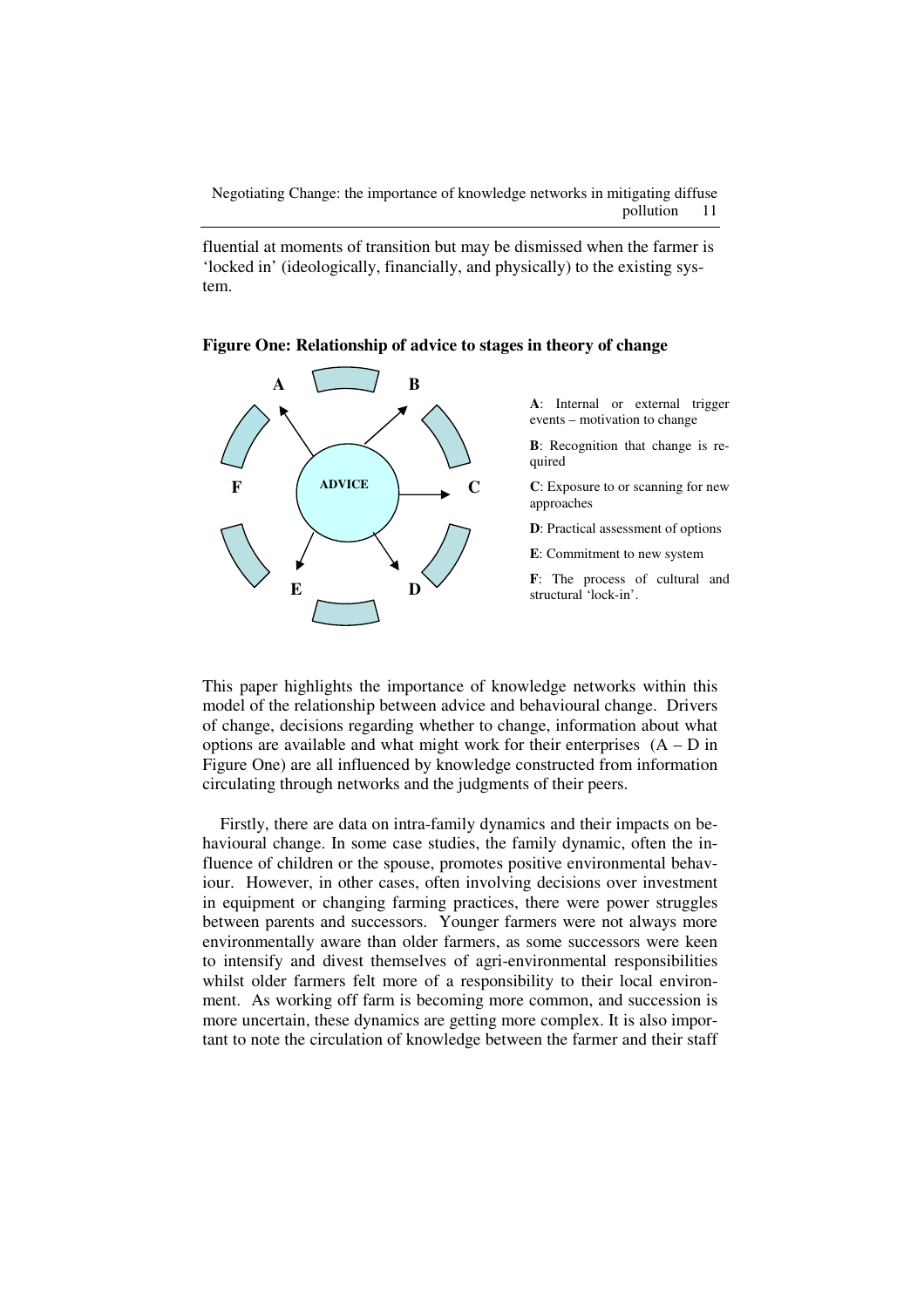fluential at moments of transition but may be dismissed when the farmer is 'locked in' (ideologically, financially, and physically) to the existing system.

**Figure One: Relationship of advice to stages in theory of change**

**A**: Internal or external trigger events – motivation to change

**B**: Recognition that change is required

**C**: Exposure to or scanning for new approaches

**D**: Practical assessment of options

**E**: Commitment to new system

**F**: The process of cultural and structural 'lock-in'.

This paper highlights the importance of knowledge networks within this model of the relationship between advice and behavioural change. Drivers of change, decisions regarding whether to change, information about what options are available and what might work for their enterprises (A – D in Figure One) are all influenced by knowledge constructed from information circulating through networks and the judgments of their peers.

Firstly, there are data on intra-family dynamics and their impacts on behavioural change. In some case studies, the family dynamic, often the influence of children or the spouse, promotes positive environmental behaviour. However, in other cases, often involving decisions over investment in equipment or changing farming practices, there were power struggles between parents and successors. Younger farmers were not always more environmentally aware than older farmers, as some successors were keen to intensify and divest themselves of agri-environmental responsibilities whilst older farmers felt more of a responsibility to their local environment. As working off farm is becoming more common, and succession is more uncertain, these dynamics are getting more complex. It is also important to note the circulation of knowledge between the farmer and their staff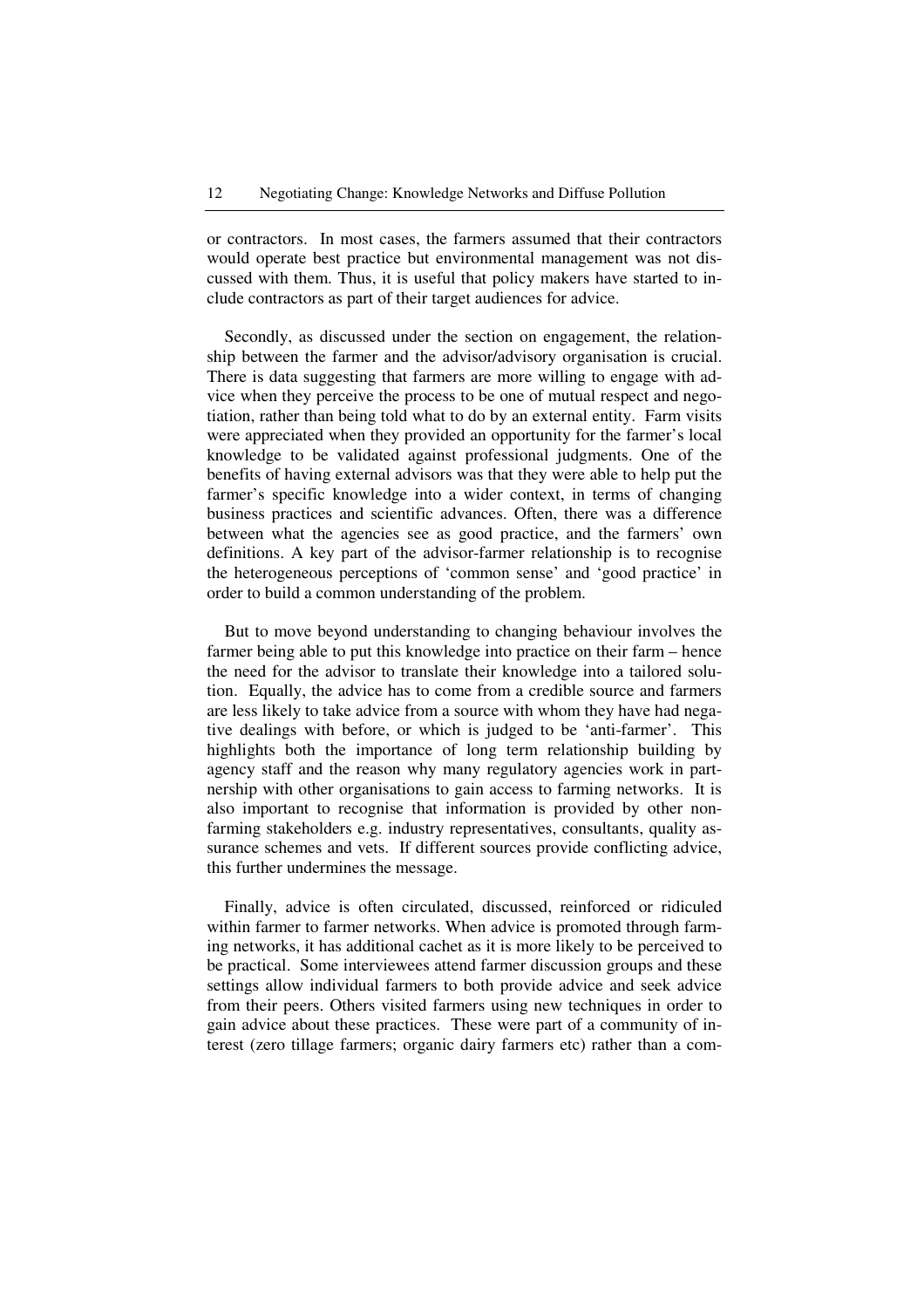or contractors. In most cases, the farmers assumed that their contractors would operate best practice but environmental management was not discussed with them. Thus, it is useful that policy makers have started to include contractors as part of their target audiences for advice.

Secondly, as discussed under the section on engagement, the relationship between the farmer and the advisor/advisory organisation is crucial. There is data suggesting that farmers are more willing to engage with advice when they perceive the process to be one of mutual respect and negotiation, rather than being told what to do by an external entity. Farm visits were appreciated when they provided an opportunity for the farmer's local knowledge to be validated against professional judgments. One of the benefits of having external advisors was that they were able to help put the farmer's specific knowledge into a wider context, in terms of changing business practices and scientific advances. Often, there was a difference between what the agencies see as good practice, and the farmers' own definitions. A key part of the advisor-farmer relationship is to recognise the heterogeneous perceptions of 'common sense' and 'good practice' in order to build a common understanding of the problem.

But to move beyond understanding to changing behaviour involves the farmer being able to put this knowledge into practice on their farm – hence the need for the advisor to translate their knowledge into a tailored solution. Equally, the advice has to come from a credible source and farmers are less likely to take advice from a source with whom they have had negative dealings with before, or which is judged to be 'anti-farmer'. This highlights both the importance of long term relationship building by agency staff and the reason why many regulatory agencies work in partnership with other organisations to gain access to farming networks. It is also important to recognise that information is provided by other non-farming stakeholders e.g. industry representatives, consultants, quality assurance schemes and vets. If different sources provide conflicting advice, this further undermines the message.

Finally, advice is often circulated, discussed, reinforced or ridiculed within farmer to farmer networks. When advice is promoted through farming networks, it has additional cachet as it is more likely to be perceived to be practical. Some interviewees attend farmer discussion groups and these settings allow individual farmers to both provide advice and seek advice from their peers. Others visited farmers using new techniques in order to gain advice about these practices. These were part of a community of interest (zero tillage farmers; organic dairy farmers etc) rather than a com-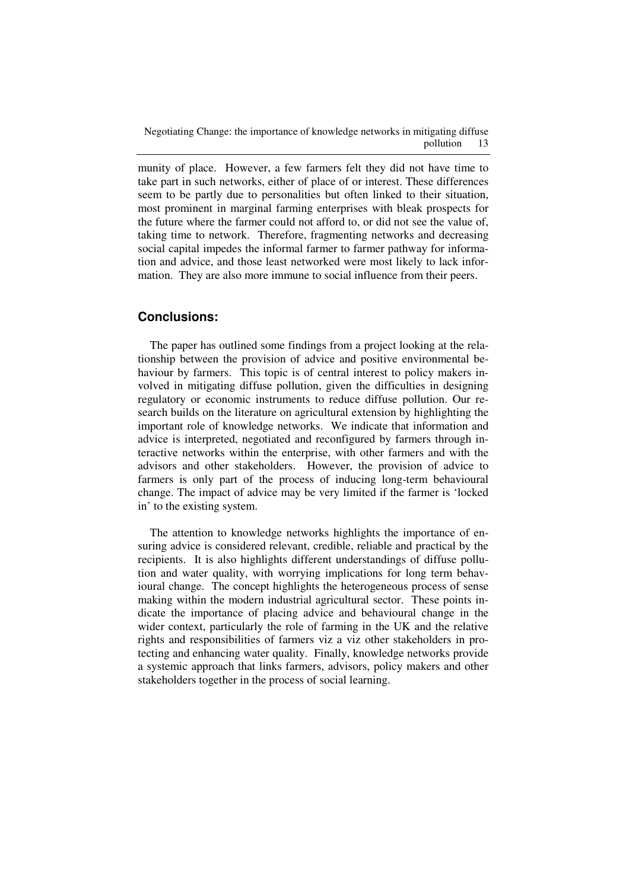munity of place. However, a few farmers felt they did not have time to take part in such networks, either of place of or interest. These differences seem to be partly due to personalities but often linked to their situation, most prominent in marginal farming enterprises with bleak prospects for the future where the farmer could not afford to, or did not see the value of, taking time to network. Therefore, fragmenting networks and decreasing social capital impedes the informal farmer to farmer pathway for information and advice, and those least networked were most likely to lack information. They are also more immune to social influence from their peers.

## Conclusions:

The paper has outlined some findings from a project looking at the relationship between the provision of advice and positive environmental behaviour by farmers. This topic is of central interest to policy makers involved in mitigating diffuse pollution, given the difficulties in designing regulatory or economic instruments to reduce diffuse pollution. Our research builds on the literature on agricultural extension by highlighting the important role of knowledge networks. We indicate that information and advice is interpreted, negotiated and reconfigured by farmers through interactive networks within the enterprise, with other farmers and with the advisors and other stakeholders. However, the provision of advice to farmers is only part of the process of inducing long-term behavioural change. The impact of advice may be very limited if the farmer is 'locked in' to the existing system.

The attention to knowledge networks highlights the importance of ensuring advice is considered relevant, credible, reliable and practical by the recipients. It is also highlights different understandings of diffuse pollution and water quality, with worrying implications for long term behavioural change. The concept highlights the heterogeneous process of sense making within the modern industrial agricultural sector. These points indicate the importance of placing advice and behavioural change in the wider context, particularly the role of farming in the UK and the relative rights and responsibilities of farmers viz a viz other stakeholders in protecting and enhancing water quality. Finally, knowledge networks provide a systemic approach that links farmers, advisors, policy makers and other stakeholders together in the process of social learning.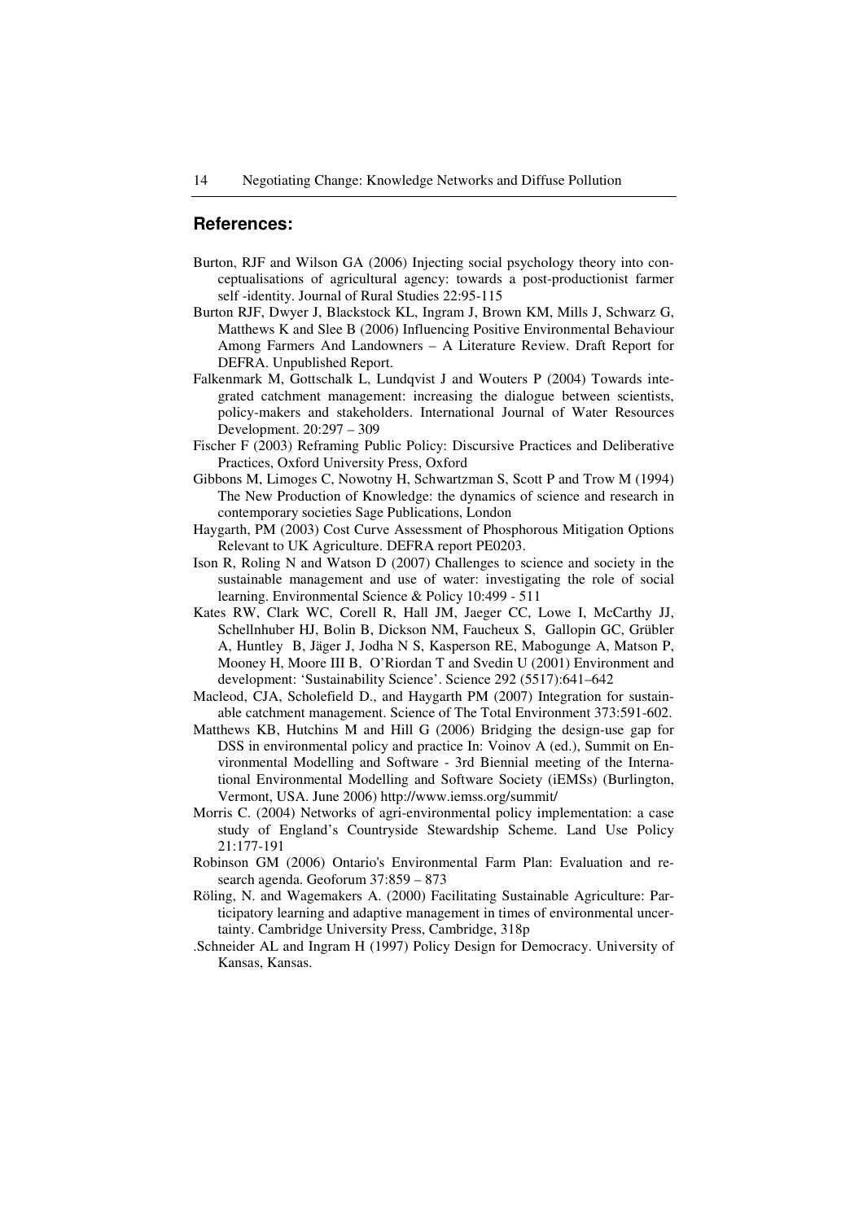## References:

Burton, RJF and Wilson GA (2006) Injecting social psychology theory into conceptualisations of agricultural agency: towards a post-productionist farmer self -identity. Journal of Rural Studies 22:95-115

Burton RJF, Dwyer J, Blackstock KL, Ingram J, Brown KM, Mills J, Schwarz G, Matthews K and Slee B (2006) Influencing Positive Environmental Behaviour Among Farmers And Landowners – A Literature Review. Draft Report for DEFRA. Unpublished Report.

Falkenmark M, Gottschalk L, Lundqvist J and Wouters P (2004) Towards integrated catchment management: increasing the dialogue between scientists, policy-makers and stakeholders. International Journal of Water Resources Development. 20:297 – 309

Fischer F (2003) Reframing Public Policy: Discursive Practices and Deliberative Practices, Oxford University Press, Oxford

Gibbons M, Limoges C, Nowotny H, Schwartzman S, Scott P and Trow M (1994) The New Production of Knowledge: the dynamics of science and research in contemporary societies Sage Publications, London

Haygarth, PM (2003) Cost Curve Assessment of Phosphorous Mitigation Options Relevant to UK Agriculture. DEFRA report PE0203.

Ison R, Roling N and Watson D (2007) Challenges to science and society in the sustainable management and use of water: investigating the role of social learning. Environmental Science & Policy 10:499 - 511

Kates RW, Clark WC, Corell R, Hall JM, Jaeger CC, Lowe I, McCarthy JJ, Schellnhuber HJ, Bolin B, Dickson NM, Faucheux S, Gallopin GC, Grübler A, Huntley B, Jäger J, Jodha N S, Kasperson RE, Mabogunge A, Matson P, Mooney H, Moore III B, O'Riordan T and Svedin U (2001) Environment and development: 'Sustainability Science'. Science 292 (5517):641–642

Macleod, CJA, Scholefield D., and Haygarth PM (2007) Integration for sustainable catchment management. Science of The Total Environment 373:591-602.

Matthews KB, Hutchins M and Hill G (2006) Bridging the design-use gap for DSS in environmental policy and practice In: Voinov A (ed.), Summit on Environmental Modelling and Software - 3rd Biennial meeting of the International Environmental Modelling and Software Society (iEMSs) (Burlington, Vermont, USA. June 2006) http://www.iemss.org/summit/

Morris C. (2004) Networks of agri-environmental policy implementation: a case study of England's Countryside Stewardship Scheme. Land Use Policy 21:177-191

Robinson GM (2006) Ontario's Environmental Farm Plan: Evaluation and research agenda. Geoforum 37:859 – 873

Röling, N. and Wagemakers A. (2000) Facilitating Sustainable Agriculture: Participatory learning and adaptive management in times of environmental uncertainty. Cambridge University Press, Cambridge, 318p

.Schneider AL and Ingram H (1997) Policy Design for Democracy. University of Kansas, Kansas.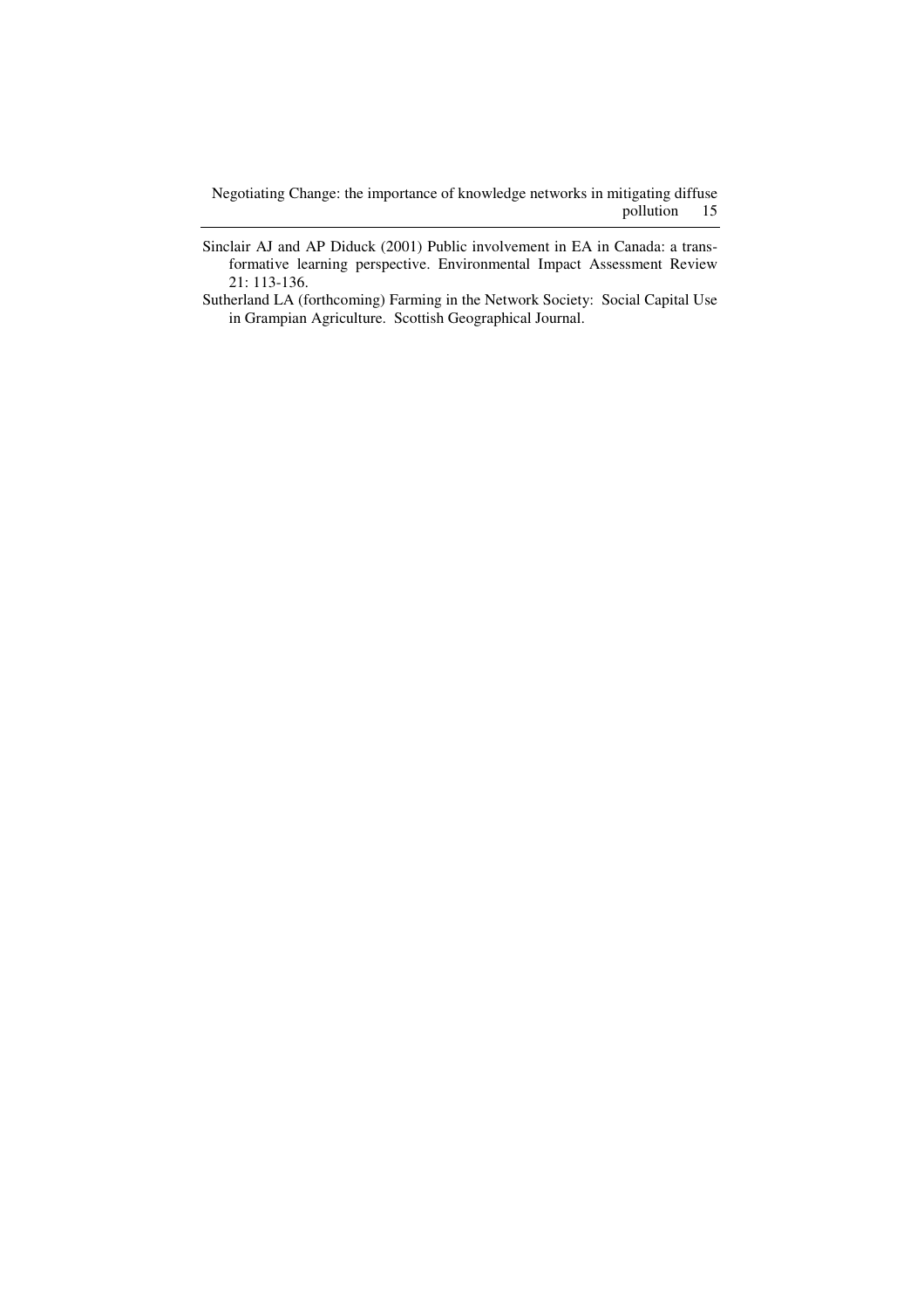Sinclair AJ and AP Diduck (2001) Public involvement in EA in Canada: a transformative learning perspective. Environmental Impact Assessment Review 21: 113-136.

Sutherland LA (forthcoming) Farming in the Network Society: Social Capital Use in Grampian Agriculture. Scottish Geographical Journal.